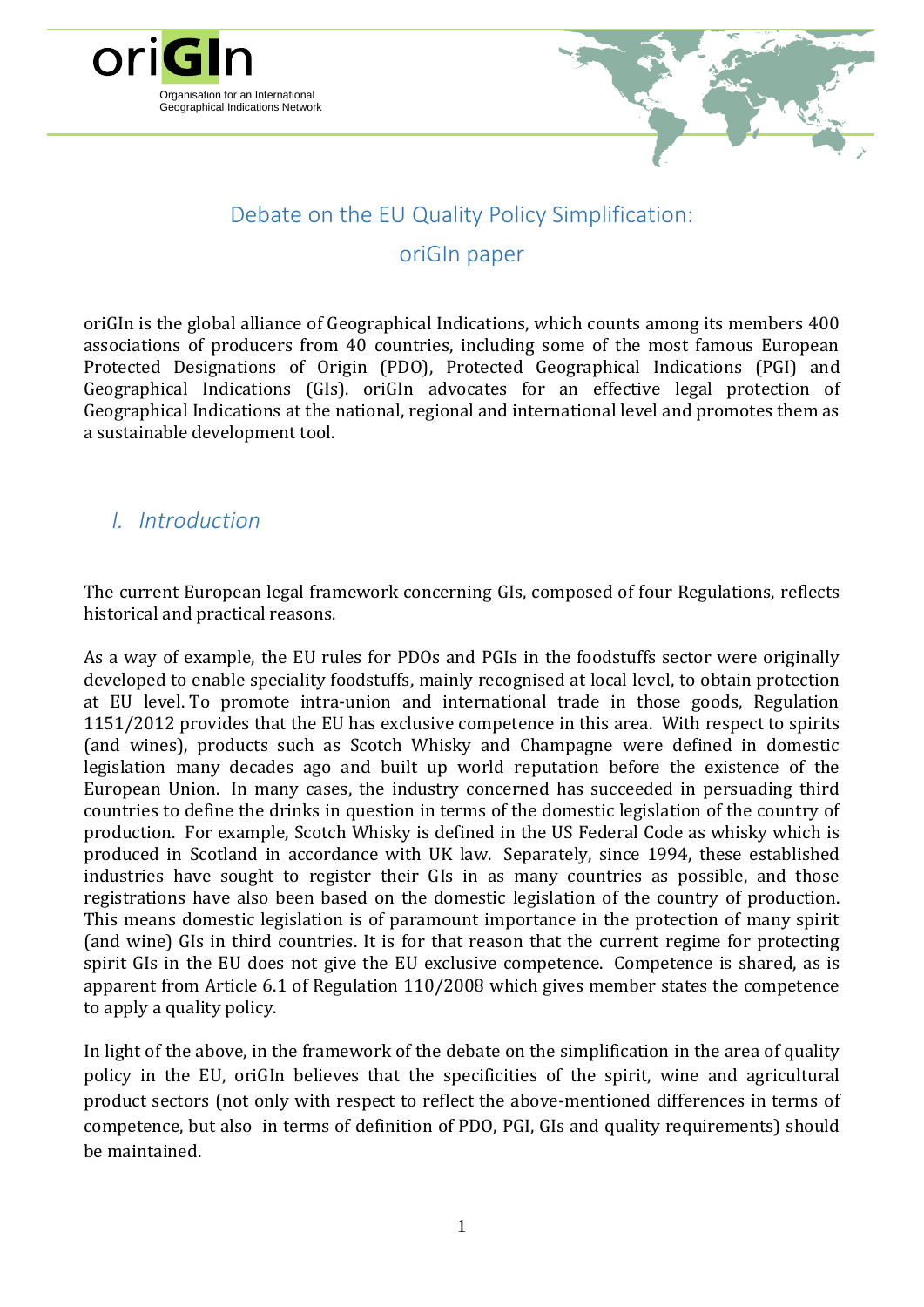oriGIn

Organisation for an International Geographical Indications Network

# Debate on the EU Quality Policy Simplification: oriGIn paper

oriGIn is the global alliance of Geographical Indications, which counts among its members 400 associations of producers from 40 countries, including some of the most famous European Protected Designations of Origin (PDO), Protected Geographical Indications (PGI) and Geographical Indications (GIs). oriGIn advocates for an effective legal protection of Geographical Indications at the national, regional and international level and promotes them as a sustainable development tool.

## *I. Introduction*

The current European legal framework concerning GIs, composed of four Regulations, reflects historical and practical reasons.

As a way of example, the EU rules for PDOs and PGIs in the foodstuffs sector were originally developed to enable speciality foodstuffs, mainly recognised at local level, to obtain protection at EU level. To promote intra-union and international trade in those goods, Regulation 1151/2012 provides that the EU has exclusive competence in this area. With respect to spirits (and wines), products such as Scotch Whisky and Champagne were defined in domestic legislation many decades ago and built up world reputation before the existence of the European Union. In many cases, the industry concerned has succeeded in persuading third countries to define the drinks in question in terms of the domestic legislation of the country of production. For example, Scotch Whisky is defined in the US Federal Code as whisky which is produced in Scotland in accordance with UK law. Separately, since 1994, these established industries have sought to register their GIs in as many countries as possible, and those registrations have also been based on the domestic legislation of the country of production. This means domestic legislation is of paramount importance in the protection of many spirit (and wine) GIs in third countries. It is for that reason that the current regime for protecting spirit GIs in the EU does not give the EU exclusive competence. Competence is shared, as is apparent from Article 6.1 of Regulation 110/2008 which gives member states the competence to apply a quality policy.

In light of the above, in the framework of the debate on the simplification in the area of quality policy in the EU, oriGIn believes that the specificities of the spirit, wine and agricultural product sectors (not only with respect to reflect the above-mentioned differences in terms of competence, but also in terms of definition of PDO, PGI, GIs and quality requirements) should be maintained.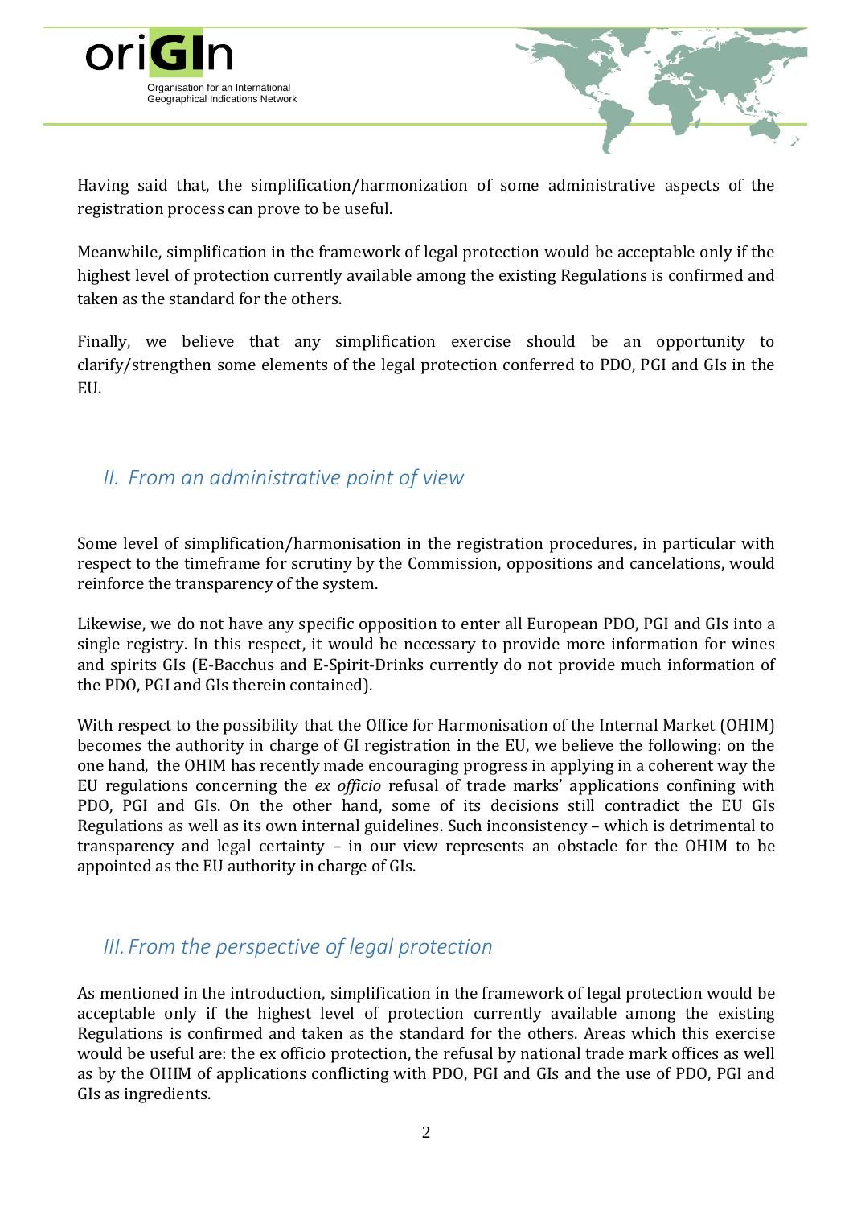Having said that, the simplification/harmonization of some administrative aspects of the registration process can prove to be useful.

Meanwhile, simplification in the framework of legal protection would be acceptable only if the highest level of protection currently available among the existing Regulations is confirmed and taken as the standard for the others.

Finally, we believe that any simplification exercise should be an opportunity to clarify/strengthen some elements of the legal protection conferred to PDO, PGI and GIs in the EU.

## *II. From an administrative point of view*

Some level of simplification/harmonisation in the registration procedures, in particular with respect to the timeframe for scrutiny by the Commission, oppositions and cancelations, would reinforce the transparency of the system.

Likewise, we do not have any specific opposition to enter all European PDO, PGI and GIs into a single registry. In this respect, it would be necessary to provide more information for wines and spirits GIs (E-Bacchus and E-Spirit-Drinks currently do not provide much information of the PDO, PGI and GIs therein contained).

With respect to the possibility that the Office for Harmonisation of the Internal Market (OHIM) becomes the authority in charge of GI registration in the EU, we believe the following: on the one hand, the OHIM has recently made encouraging progress in applying in a coherent way the EU regulations concerning the *ex officio* refusal of trade marks' applications confining with PDO, PGI and GIs. On the other hand, some of its decisions still contradict the EU GIs Regulations as well as its own internal guidelines. Such inconsistency – which is detrimental to transparency and legal certainty – in our view represents an obstacle for the OHIM to be appointed as the EU authority in charge of GIs.

## *III. From the perspective of legal protection*

As mentioned in the introduction, simplification in the framework of legal protection would be acceptable only if the highest level of protection currently available among the existing Regulations is confirmed and taken as the standard for the others. Areas which this exercise would be useful are: the ex officio protection, the refusal by national trade mark offices as well as by the OHIM of applications conflicting with PDO, PGI and GIs and the use of PDO, PGI and GIs as ingredients.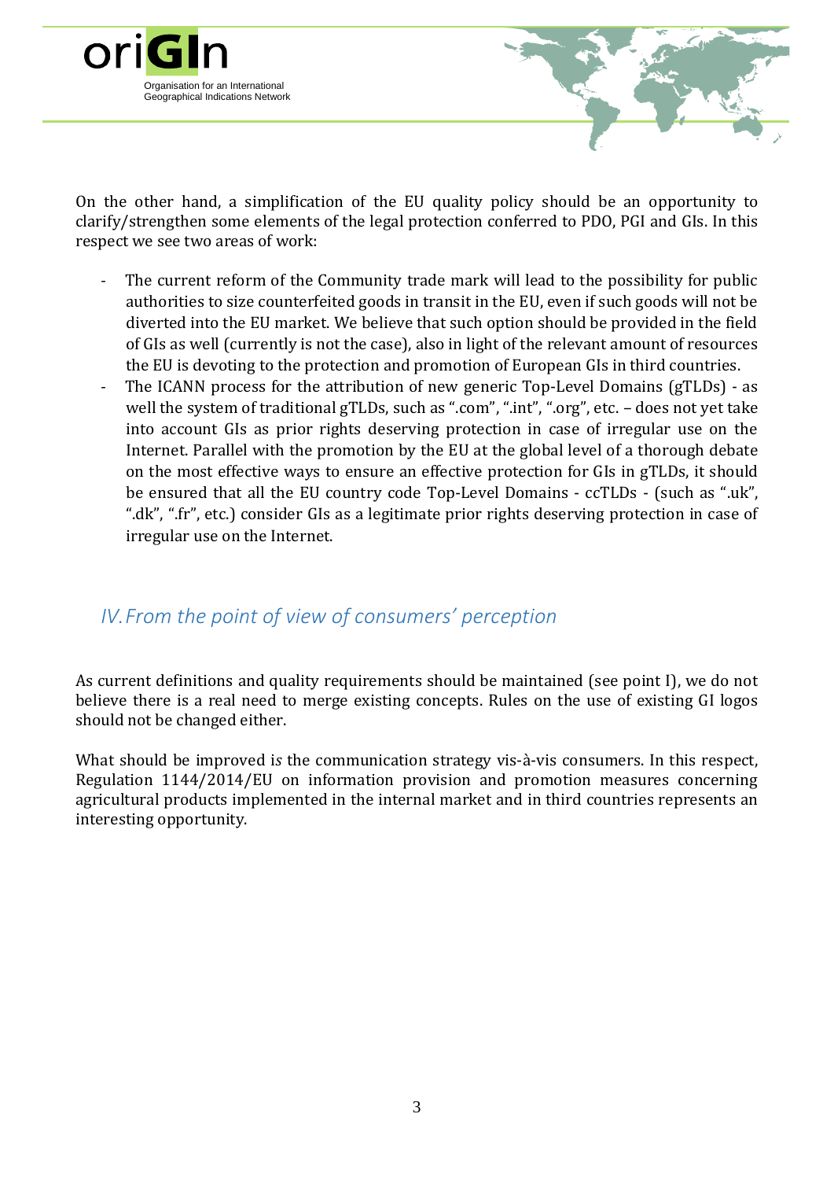On the other hand, a simplification of the EU quality policy should be an opportunity to clarify/strengthen some elements of the legal protection conferred to PDO, PGI and GIs. In this respect we see two areas of work:

- The current reform of the Community trade mark will lead to the possibility for public authorities to size counterfeited goods in transit in the EU, even if such goods will not be diverted into the EU market. We believe that such option should be provided in the field of GIs as well (currently is not the case), also in light of the relevant amount of resources the EU is devoting to the protection and promotion of European GIs in third countries.
- The ICANN process for the attribution of new generic Top-Level Domains (gTLDs) - as well the system of traditional gTLDs, such as ".com", ".int", ".org", etc. – does not yet take into account GIs as prior rights deserving protection in case of irregular use on the Internet. Parallel with the promotion by the EU at the global level of a thorough debate on the most effective ways to ensure an effective protection for GIs in gTLDs, it should be ensured that all the EU country code Top-Level Domains - ccTLDs - (such as ".uk", ".dk", ".fr", etc.) consider GIs as a legitimate prior rights deserving protection in case of irregular use on the Internet.

## *IV. From the point of view of consumers' perception*

As current definitions and quality requirements should be maintained (see point I), we do not believe there is a real need to merge existing concepts. Rules on the use of existing GI logos should not be changed either.

What should be improved i*s* the communication strategy vis-à-vis consumers. In this respect, Regulation 1144/2014/EU on information provision and promotion measures concerning agricultural products implemented in the internal market and in third countries represents an interesting opportunity.